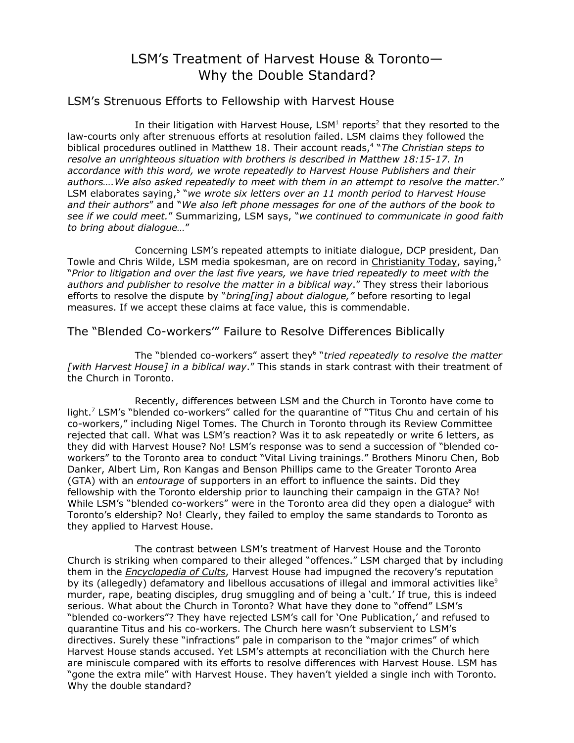# LSM's Treatment of Harvest House & Toronto—Why the Double Standard?

## LSM's Strenuous Efforts to Fellowship with Harvest House

In their litigation with Harvest House, LSM[1] reports[2] that they resorted to the law-courts only after strenuous efforts at resolution failed. LSM claims they followed the biblical procedures outlined in Matthew 18. Their account reads,[4] "*The Christian steps to resolve an unrighteous situation with brothers is described in Matthew 18:15-17. In accordance with this word, we wrote repeatedly to Harvest House Publishers and their authors….We also asked repeatedly to meet with them in an attempt to resolve the matter*." LSM elaborates saying,[5] "*we wrote six letters over an 11 month period to Harvest House and their authors*" and "*We also left phone messages for one of the authors of the book to see if we could meet.*" Summarizing, LSM says, "*we continued to communicate in good faith to bring about dialogue…*"

Concerning LSM's repeated attempts to initiate dialogue, DCP president, Dan Towle and Chris Wilde, LSM media spokesman, are on record in Christianity Today, saying,[6] "*Prior to litigation and over the last five years, we have tried repeatedly to meet with the authors and publisher to resolve the matter in a biblical way*." They stress their laborious efforts to resolve the dispute by "*bring[ing] about dialogue,*" before resorting to legal measures. If we accept these claims at face value, this is commendable.

## The "Blended Co-workers'" Failure to Resolve Differences Biblically

The "blended co-workers" assert they[6] "*tried repeatedly to resolve the matter [with Harvest House] in a biblical way*." This stands in stark contrast with their treatment of the Church in Toronto.

Recently, differences between LSM and the Church in Toronto have come to light.[7] LSM's "blended co-workers" called for the quarantine of "Titus Chu and certain of his co-workers," including Nigel Tomes. The Church in Toronto through its Review Committee rejected that call. What was LSM's reaction? Was it to ask repeatedly or write 6 letters, as they did with Harvest House? No! LSM's response was to send a succession of "blended co-workers" to the Toronto area to conduct "Vital Living trainings." Brothers Minoru Chen, Bob Danker, Albert Lim, Ron Kangas and Benson Phillips came to the Greater Toronto Area (GTA) with an *entourage* of supporters in an effort to influence the saints. Did they fellowship with the Toronto eldership prior to launching their campaign in the GTA? No! While LSM's "blended co-workers" were in the Toronto area did they open a dialogue[8] with Toronto's eldership? No! Clearly, they failed to employ the same standards to Toronto as they applied to Harvest House.

The contrast between LSM's treatment of Harvest House and the Toronto Church is striking when compared to their alleged "offences." LSM charged that by including them in the *Encyclopedia of Cults*, Harvest House had impugned the recovery's reputation by its (allegedly) defamatory and libellous accusations of illegal and immoral activities like[9] murder, rape, beating disciples, drug smuggling and of being a 'cult.' If true, this is indeed serious. What about the Church in Toronto? What have they done to "offend" LSM's "blended co-workers"? They have rejected LSM's call for 'One Publication,' and refused to quarantine Titus and his co-workers. The Church here wasn't subservient to LSM's directives. Surely these "infractions" pale in comparison to the "major crimes" of which Harvest House stands accused. Yet LSM's attempts at reconciliation with the Church here are miniscule compared with its efforts to resolve differences with Harvest House. LSM has "gone the extra mile" with Harvest House. They haven't yielded a single inch with Toronto. Why the double standard?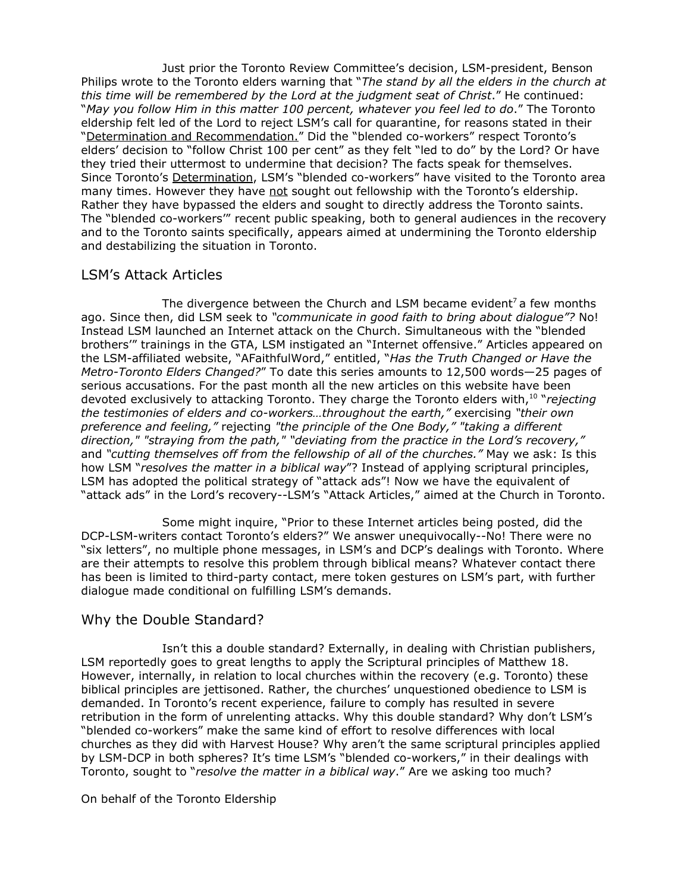Just prior the Toronto Review Committee's decision, LSM-president, Benson Philips wrote to the Toronto elders warning that "*The stand by all the elders in the church at this time will be remembered by the Lord at the judgment seat of Christ*." He continued: "*May you follow Him in this matter 100 percent, whatever you feel led to do*." The Toronto eldership felt led of the Lord to reject LSM's call for quarantine, for reasons stated in their "<u>Determination and Recommendation.</u>" Did the "blended co-workers" respect Toronto's elders' decision to "follow Christ 100 per cent" as they felt "led to do" by the Lord? Or have they tried their uttermost to undermine that decision? The facts speak for themselves. Since Toronto's <u>Determination</u>, LSM's "blended co-workers" have visited to the Toronto area many times. However they have <u>not</u> sought out fellowship with the Toronto's eldership. Rather they have bypassed the elders and sought to directly address the Toronto saints. The "blended co-workers'" recent public speaking, both to general audiences in the recovery and to the Toronto saints specifically, appears aimed at undermining the Toronto eldership and destabilizing the situation in Toronto.

## LSM's Attack Articles

The divergence between the Church and LSM became evident[7] a few months ago. Since then, did LSM seek to *"communicate in good faith to bring about dialogue"?* No! Instead LSM launched an Internet attack on the Church. Simultaneous with the "blended brothers'" trainings in the GTA, LSM instigated an "Internet offensive." Articles appeared on the LSM-affiliated website, "AFaithfulWord," entitled, "*Has the Truth Changed or Have the Metro-Toronto Elders Changed?*" To date this series amounts to 12,500 words—25 pages of serious accusations. For the past month all the new articles on this website have been devoted exclusively to attacking Toronto. They charge the Toronto elders with,[10] "*rejecting the testimonies of elders and co-workers…throughout the earth,"* exercising *"their own preference and feeling,"* rejecting *"the principle of the One Body," "taking a different direction," "straying from the path," "deviating from the practice in the Lord's recovery,"* and *"cutting themselves off from the fellowship of all of the churches."* May we ask: Is this how LSM "*resolves the matter in a biblical way*"? Instead of applying scriptural principles, LSM has adopted the political strategy of "attack ads"! Now we have the equivalent of "attack ads" in the Lord's recovery--LSM's "Attack Articles," aimed at the Church in Toronto.

Some might inquire, "Prior to these Internet articles being posted, did the DCP-LSM-writers contact Toronto's elders?" We answer unequivocally--No! There were no "six letters", no multiple phone messages, in LSM's and DCP's dealings with Toronto. Where are their attempts to resolve this problem through biblical means? Whatever contact there has been is limited to third-party contact, mere token gestures on LSM's part, with further dialogue made conditional on fulfilling LSM's demands.

## Why the Double Standard?

Isn't this a double standard? Externally, in dealing with Christian publishers, LSM reportedly goes to great lengths to apply the Scriptural principles of Matthew 18. However, internally, in relation to local churches within the recovery (e.g. Toronto) these biblical principles are jettisoned. Rather, the churches' unquestioned obedience to LSM is demanded. In Toronto's recent experience, failure to comply has resulted in severe retribution in the form of unrelenting attacks. Why this double standard? Why don't LSM's "blended co-workers" make the same kind of effort to resolve differences with local churches as they did with Harvest House? Why aren't the same scriptural principles applied by LSM-DCP in both spheres? It's time LSM's "blended co-workers," in their dealings with Toronto, sought to "*resolve the matter in a biblical way*." Are we asking too much?

On behalf of the Toronto Eldership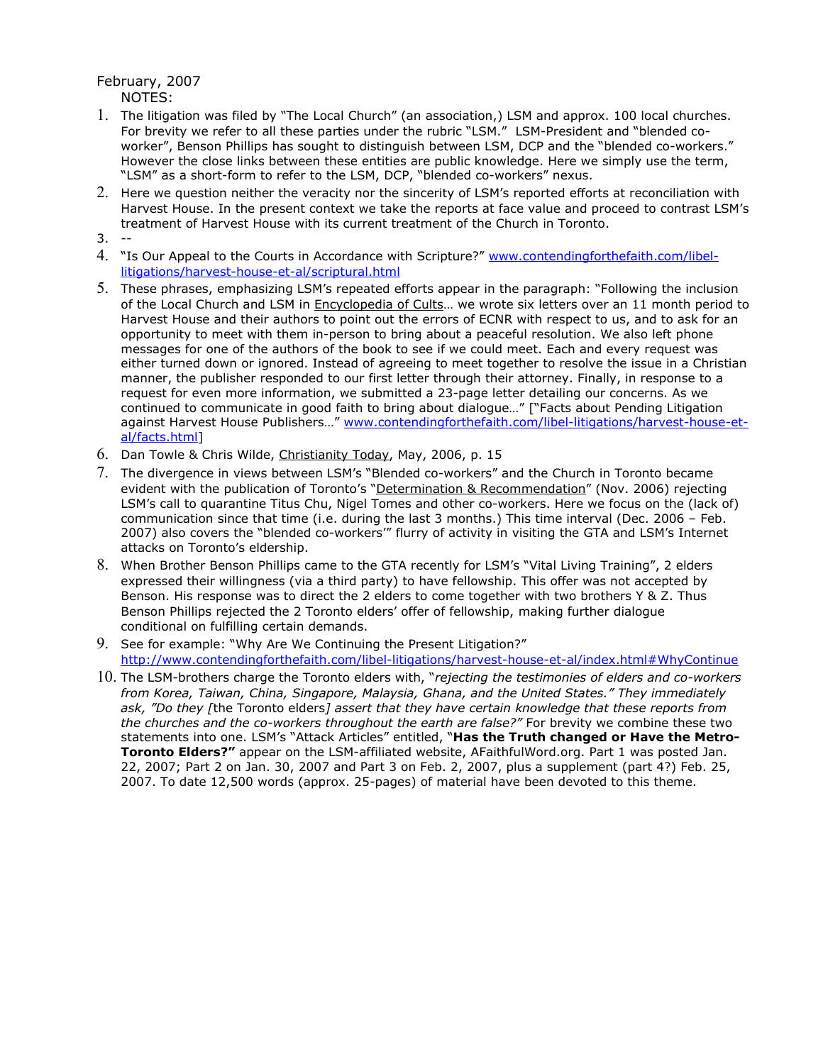February, 2007

NOTES:

1. The litigation was filed by "The Local Church" (an association,) LSM and approx. 100 local churches. For brevity we refer to all these parties under the rubric "LSM." LSM-President and "blended co-worker", Benson Phillips has sought to distinguish between LSM, DCP and the "blended co-workers." However the close links between these entities are public knowledge. Here we simply use the term, "LSM" as a short-form to refer to the LSM, DCP, "blended co-workers" nexus.
2. Here we question neither the veracity nor the sincerity of LSM's reported efforts at reconciliation with Harvest House. In the present context we take the reports at face value and proceed to contrast LSM's treatment of Harvest House with its current treatment of the Church in Toronto.
3. --
4. "Is Our Appeal to the Courts in Accordance with Scripture?" [www.contendingforthefaith.com/libel-litigations/harvest-house-et-al/scriptural.html](www.contendingforthefaith.com/libel-litigations/harvest-house-et-al/scriptural.html)
5. These phrases, emphasizing LSM's repeated efforts appear in the paragraph: "Following the inclusion of the Local Church and LSM in <u>Encyclopedia of Cults</u>… we wrote six letters over an 11 month period to Harvest House and their authors to point out the errors of ECNR with respect to us, and to ask for an opportunity to meet with them in-person to bring about a peaceful resolution. We also left phone messages for one of the authors of the book to see if we could meet. Each and every request was either turned down or ignored. Instead of agreeing to meet together to resolve the issue in a Christian manner, the publisher responded to our first letter through their attorney. Finally, in response to a request for even more information, we submitted a 23-page letter detailing our concerns. As we continued to communicate in good faith to bring about dialogue…" ["Facts about Pending Litigation against Harvest House Publishers…" [www.contendingforthefaith.com/libel-litigations/harvest-house-et-al/facts.html](www.contendingforthefaith.com/libel-litigations/harvest-house-et-al/facts.html)]
6. Dan Towle & Chris Wilde, <u>Christianity Today</u>, May, 2006, p. 15
7. The divergence in views between LSM's "Blended co-workers" and the Church in Toronto became evident with the publication of Toronto's "<u>Determination & Recommendation</u>" (Nov. 2006) rejecting LSM's call to quarantine Titus Chu, Nigel Tomes and other co-workers. Here we focus on the (lack of) communication since that time (i.e. during the last 3 months.) This time interval (Dec. 2006 – Feb. 2007) also covers the "blended co-workers'" flurry of activity in visiting the GTA and LSM's Internet attacks on Toronto's eldership.
8. When Brother Benson Phillips came to the GTA recently for LSM's "Vital Living Training", 2 elders expressed their willingness (via a third party) to have fellowship. This offer was not accepted by Benson. His response was to direct the 2 elders to come together with two brothers Y & Z. Thus Benson Phillips rejected the 2 Toronto elders' offer of fellowship, making further dialogue conditional on fulfilling certain demands.
9. See for example: "Why Are We Continuing the Present Litigation?" [http://www.contendingforthefaith.com/libel-litigations/harvest-house-et-al/index.html#WhyContinue](http://www.contendingforthefaith.com/libel-litigations/harvest-house-et-al/index.html#WhyContinue)
10. The LSM-brothers charge the Toronto elders with, "*rejecting the testimonies of elders and co-workers from Korea, Taiwan, China, Singapore, Malaysia, Ghana, and the United States.*" They immediately ask, *"Do they [*the Toronto elders*] assert that they have certain knowledge that these reports from the churches and the co-workers throughout the earth are false?"* For brevity we combine these two statements into one. LSM's "Attack Articles" entitled, "**Has the Truth changed or Have the Metro-Toronto Elders?"** appear on the LSM-affiliated website, AFaithfulWord.org. Part 1 was posted Jan. 22, 2007; Part 2 on Jan. 30, 2007 and Part 3 on Feb. 2, 2007, plus a supplement (part 4?) Feb. 25, 2007. To date 12,500 words (approx. 25-pages) of material have been devoted to this theme.